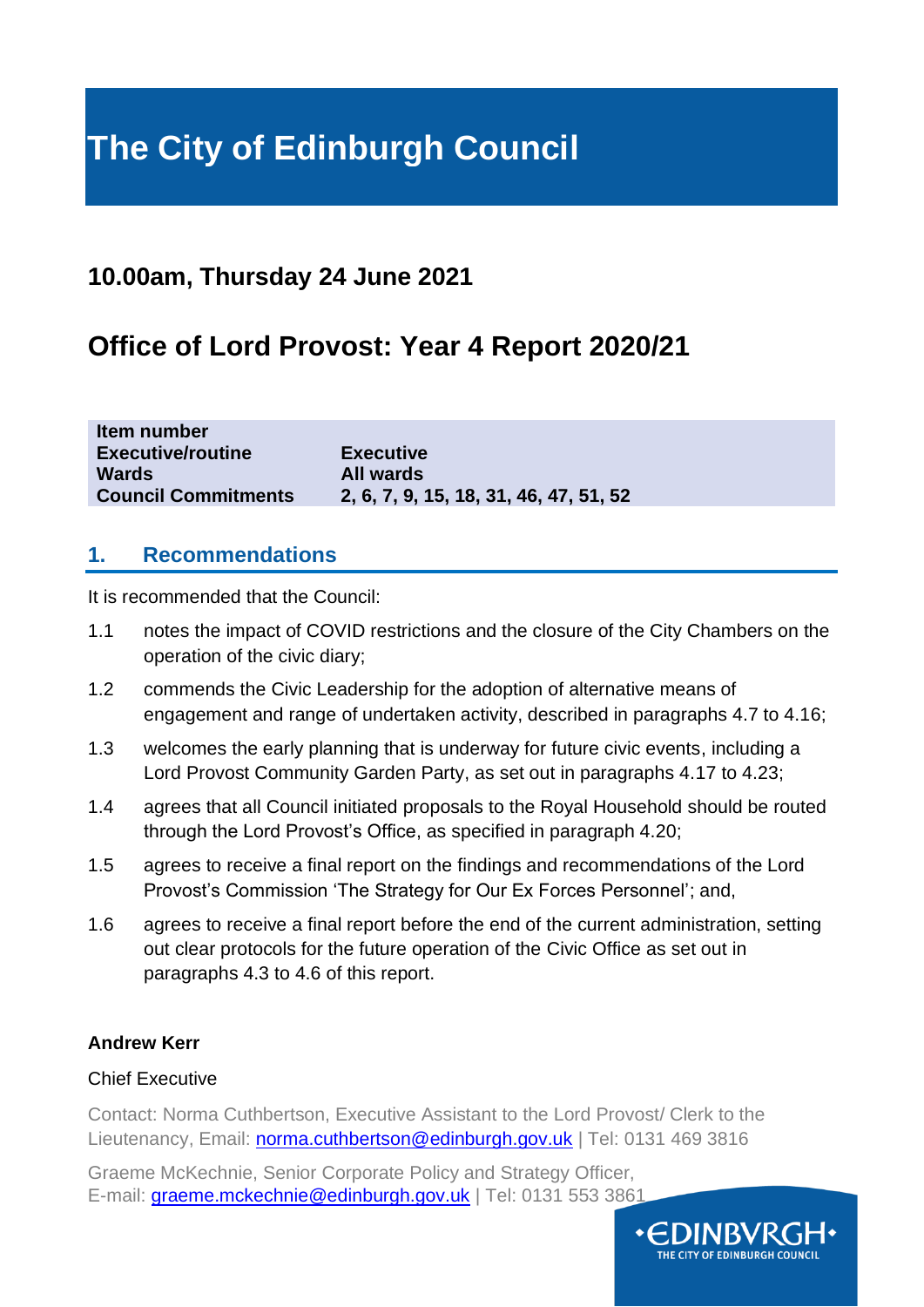# The City of Edinburgh Council

## 10.00am, Thursday 24 June 2021

## Office of Lord Provost: Year 4 Report 2020/21

| | |
|---|---|
| **Item number** | |
| **Executive/routine** | **Executive** |
| **Wards** | **All wards** |
| **Council Commitments** | **2, 6, 7, 9, 15, 18, 31, 46, 47, 51, 52** |

## 1. Recommendations

It is recommended that the Council:

1.1 notes the impact of COVID restrictions and the closure of the City Chambers on the operation of the civic diary;

1.2 commends the Civic Leadership for the adoption of alternative means of engagement and range of undertaken activity, described in paragraphs 4.7 to 4.16;

1.3 welcomes the early planning that is underway for future civic events, including a Lord Provost Community Garden Party, as set out in paragraphs 4.17 to 4.23;

1.4 agrees that all Council initiated proposals to the Royal Household should be routed through the Lord Provost's Office, as specified in paragraph 4.20;

1.5 agrees to receive a final report on the findings and recommendations of the Lord Provost's Commission 'The Strategy for Our Ex Forces Personnel'; and,

1.6 agrees to receive a final report before the end of the current administration, setting out clear protocols for the future operation of the Civic Office as set out in paragraphs 4.3 to 4.6 of this report.

**Andrew Kerr**

Chief Executive

Contact: Norma Cuthbertson, Executive Assistant to the Lord Provost/ Clerk to the Lieutenancy, Email: norma.cuthbertson@edinburgh.gov.uk | Tel: 0131 469 3816

Graeme McKechnie, Senior Corporate Policy and Strategy Officer,
E-mail: graeme.mckechnie@edinburgh.gov.uk | Tel: 0131 553 3861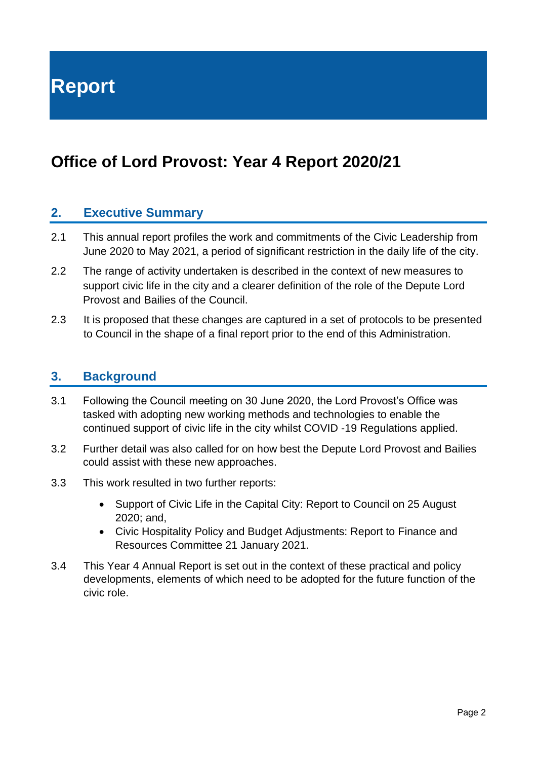# Report

## Office of Lord Provost: Year 4 Report 2020/21

### 2. Executive Summary

2.1 This annual report profiles the work and commitments of the Civic Leadership from June 2020 to May 2021, a period of significant restriction in the daily life of the city.

2.2 The range of activity undertaken is described in the context of new measures to support civic life in the city and a clearer definition of the role of the Depute Lord Provost and Bailies of the Council.

2.3 It is proposed that these changes are captured in a set of protocols to be presented to Council in the shape of a final report prior to the end of this Administration.

### 3. Background

3.1 Following the Council meeting on 30 June 2020, the Lord Provost's Office was tasked with adopting new working methods and technologies to enable the continued support of civic life in the city whilst COVID -19 Regulations applied.

3.2 Further detail was also called for on how best the Depute Lord Provost and Bailies could assist with these new approaches.

3.3 This work resulted in two further reports:

- Support of Civic Life in the Capital City: Report to Council on 25 August 2020; and,
- Civic Hospitality Policy and Budget Adjustments: Report to Finance and Resources Committee 21 January 2021.

3.4 This Year 4 Annual Report is set out in the context of these practical and policy developments, elements of which need to be adopted for the future function of the civic role.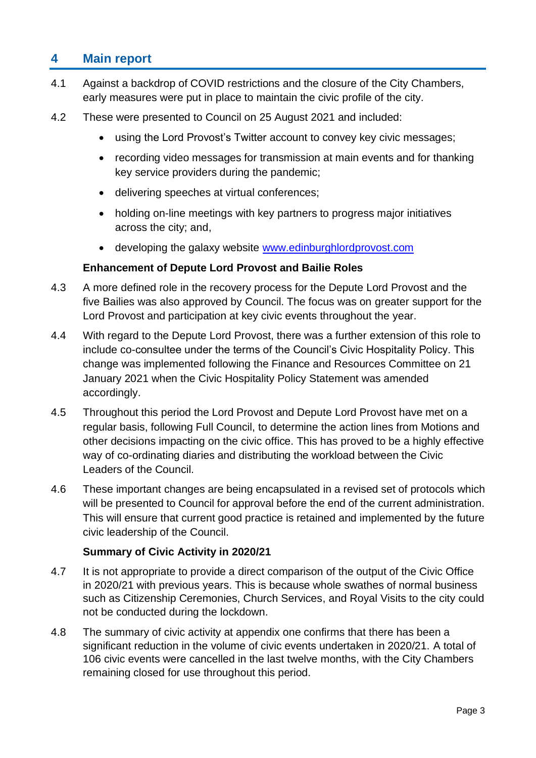## 4 Main report

4.1 Against a backdrop of COVID restrictions and the closure of the City Chambers, early measures were put in place to maintain the civic profile of the city.

4.2 These were presented to Council on 25 August 2021 and included:

- using the Lord Provost's Twitter account to convey key civic messages;
- recording video messages for transmission at main events and for thanking key service providers during the pandemic;
- delivering speeches at virtual conferences;
- holding on-line meetings with key partners to progress major initiatives across the city; and,
- developing the galaxy website [www.edinburghlordprovost.com](http://www.edinburghlordprovost.com)

**Enhancement of Depute Lord Provost and Bailie Roles**

4.3 A more defined role in the recovery process for the Depute Lord Provost and the five Bailies was also approved by Council. The focus was on greater support for the Lord Provost and participation at key civic events throughout the year.

4.4 With regard to the Depute Lord Provost, there was a further extension of this role to include co-consultee under the terms of the Council's Civic Hospitality Policy. This change was implemented following the Finance and Resources Committee on 21 January 2021 when the Civic Hospitality Policy Statement was amended accordingly.

4.5 Throughout this period the Lord Provost and Depute Lord Provost have met on a regular basis, following Full Council, to determine the action lines from Motions and other decisions impacting on the civic office. This has proved to be a highly effective way of co-ordinating diaries and distributing the workload between the Civic Leaders of the Council.

4.6 These important changes are being encapsulated in a revised set of protocols which will be presented to Council for approval before the end of the current administration. This will ensure that current good practice is retained and implemented by the future civic leadership of the Council.

**Summary of Civic Activity in 2020/21**

4.7 It is not appropriate to provide a direct comparison of the output of the Civic Office in 2020/21 with previous years. This is because whole swathes of normal business such as Citizenship Ceremonies, Church Services, and Royal Visits to the city could not be conducted during the lockdown.

4.8 The summary of civic activity at appendix one confirms that there has been a significant reduction in the volume of civic events undertaken in 2020/21. A total of 106 civic events were cancelled in the last twelve months, with the City Chambers remaining closed for use throughout this period.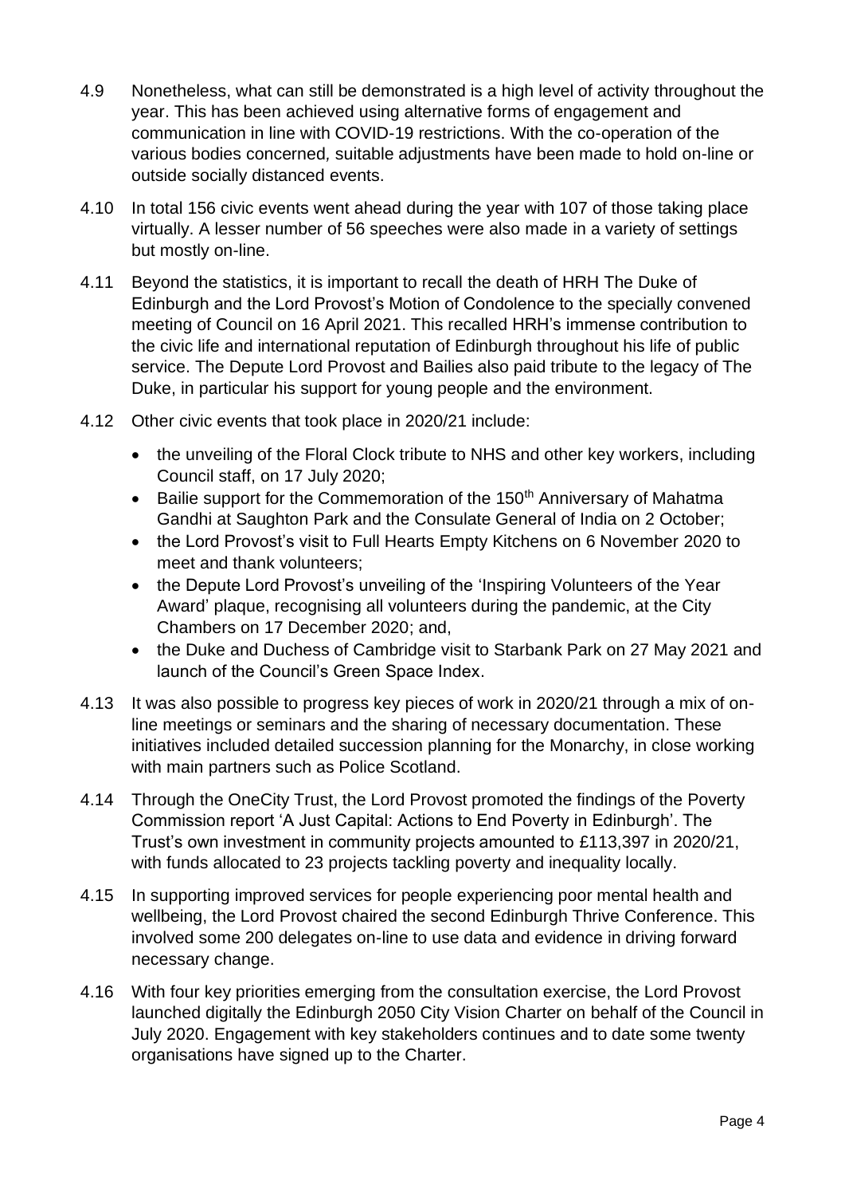4.9 Nonetheless, what can still be demonstrated is a high level of activity throughout the year. This has been achieved using alternative forms of engagement and communication in line with COVID-19 restrictions. With the co-operation of the various bodies concerned, suitable adjustments have been made to hold on-line or outside socially distanced events.

4.10 In total 156 civic events went ahead during the year with 107 of those taking place virtually. A lesser number of 56 speeches were also made in a variety of settings but mostly on-line.

4.11 Beyond the statistics, it is important to recall the death of HRH The Duke of Edinburgh and the Lord Provost's Motion of Condolence to the specially convened meeting of Council on 16 April 2021. This recalled HRH's immense contribution to the civic life and international reputation of Edinburgh throughout his life of public service. The Depute Lord Provost and Bailies also paid tribute to the legacy of The Duke, in particular his support for young people and the environment.

4.12 Other civic events that took place in 2020/21 include:

- the unveiling of the Floral Clock tribute to NHS and other key workers, including Council staff, on 17 July 2020;
- Bailie support for the Commemoration of the 150th Anniversary of Mahatma Gandhi at Saughton Park and the Consulate General of India on 2 October;
- the Lord Provost's visit to Full Hearts Empty Kitchens on 6 November 2020 to meet and thank volunteers;
- the Depute Lord Provost's unveiling of the 'Inspiring Volunteers of the Year Award' plaque, recognising all volunteers during the pandemic, at the City Chambers on 17 December 2020; and,
- the Duke and Duchess of Cambridge visit to Starbank Park on 27 May 2021 and launch of the Council's Green Space Index.

4.13 It was also possible to progress key pieces of work in 2020/21 through a mix of on-line meetings or seminars and the sharing of necessary documentation. These initiatives included detailed succession planning for the Monarchy, in close working with main partners such as Police Scotland.

4.14 Through the OneCity Trust, the Lord Provost promoted the findings of the Poverty Commission report 'A Just Capital: Actions to End Poverty in Edinburgh'. The Trust's own investment in community projects amounted to £113,397 in 2020/21, with funds allocated to 23 projects tackling poverty and inequality locally.

4.15 In supporting improved services for people experiencing poor mental health and wellbeing, the Lord Provost chaired the second Edinburgh Thrive Conference. This involved some 200 delegates on-line to use data and evidence in driving forward necessary change.

4.16 With four key priorities emerging from the consultation exercise, the Lord Provost launched digitally the Edinburgh 2050 City Vision Charter on behalf of the Council in July 2020. Engagement with key stakeholders continues and to date some twenty organisations have signed up to the Charter.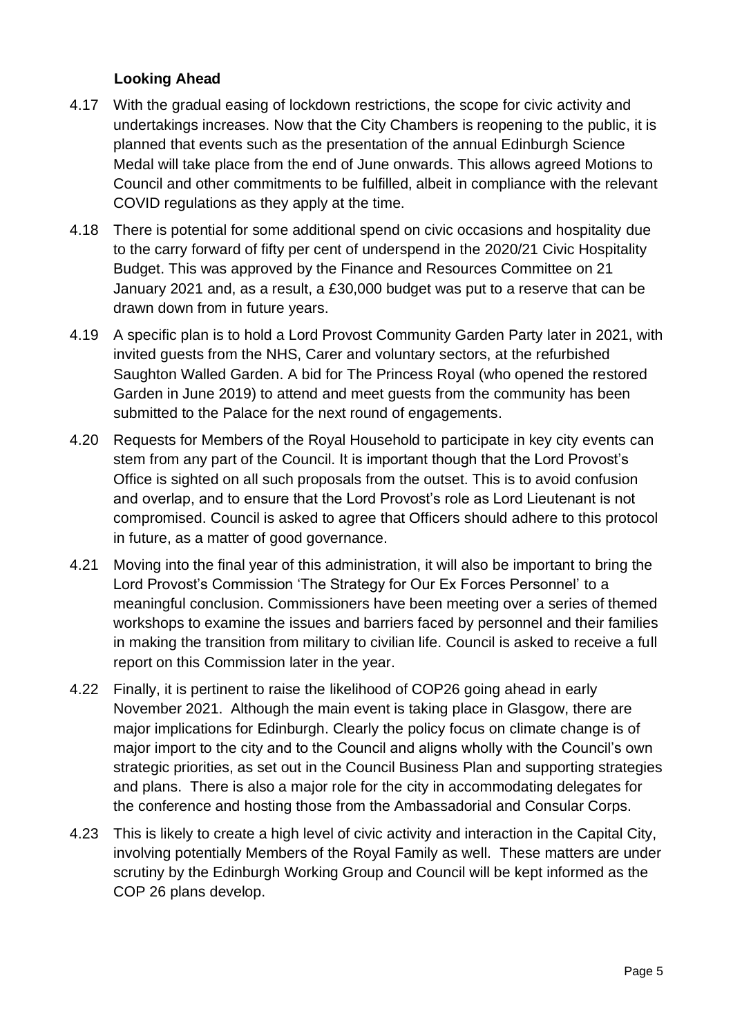### Looking Ahead

4.17 With the gradual easing of lockdown restrictions, the scope for civic activity and undertakings increases. Now that the City Chambers is reopening to the public, it is planned that events such as the presentation of the annual Edinburgh Science Medal will take place from the end of June onwards. This allows agreed Motions to Council and other commitments to be fulfilled, albeit in compliance with the relevant COVID regulations as they apply at the time.

4.18 There is potential for some additional spend on civic occasions and hospitality due to the carry forward of fifty per cent of underspend in the 2020/21 Civic Hospitality Budget. This was approved by the Finance and Resources Committee on 21 January 2021 and, as a result, a £30,000 budget was put to a reserve that can be drawn down from in future years.

4.19 A specific plan is to hold a Lord Provost Community Garden Party later in 2021, with invited guests from the NHS, Carer and voluntary sectors, at the refurbished Saughton Walled Garden. A bid for The Princess Royal (who opened the restored Garden in June 2019) to attend and meet guests from the community has been submitted to the Palace for the next round of engagements.

4.20 Requests for Members of the Royal Household to participate in key city events can stem from any part of the Council. It is important though that the Lord Provost's Office is sighted on all such proposals from the outset. This is to avoid confusion and overlap, and to ensure that the Lord Provost's role as Lord Lieutenant is not compromised. Council is asked to agree that Officers should adhere to this protocol in future, as a matter of good governance.

4.21 Moving into the final year of this administration, it will also be important to bring the Lord Provost's Commission 'The Strategy for Our Ex Forces Personnel' to a meaningful conclusion. Commissioners have been meeting over a series of themed workshops to examine the issues and barriers faced by personnel and their families in making the transition from military to civilian life. Council is asked to receive a full report on this Commission later in the year.

4.22 Finally, it is pertinent to raise the likelihood of COP26 going ahead in early November 2021. Although the main event is taking place in Glasgow, there are major implications for Edinburgh. Clearly the policy focus on climate change is of major import to the city and to the Council and aligns wholly with the Council's own strategic priorities, as set out in the Council Business Plan and supporting strategies and plans. There is also a major role for the city in accommodating delegates for the conference and hosting those from the Ambassadorial and Consular Corps.

4.23 This is likely to create a high level of civic activity and interaction in the Capital City, involving potentially Members of the Royal Family as well. These matters are under scrutiny by the Edinburgh Working Group and Council will be kept informed as the COP 26 plans develop.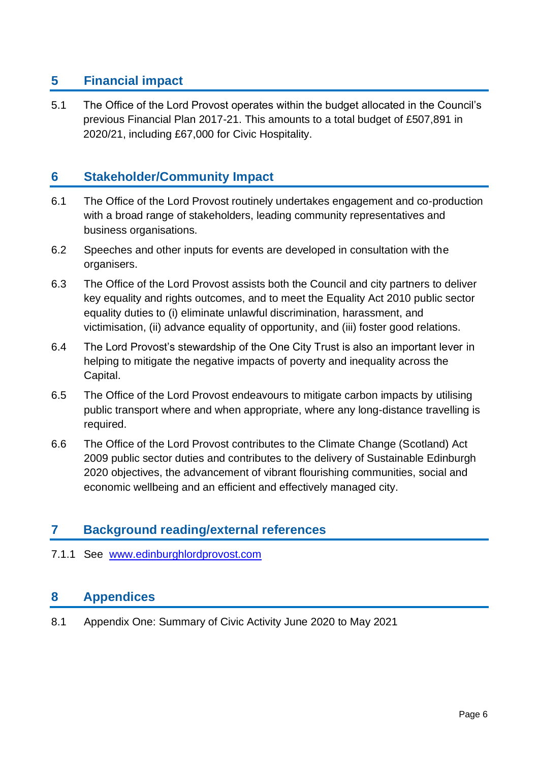## 5 Financial impact

5.1 The Office of the Lord Provost operates within the budget allocated in the Council's previous Financial Plan 2017-21. This amounts to a total budget of £507,891 in 2020/21, including £67,000 for Civic Hospitality.

## 6 Stakeholder/Community Impact

6.1 The Office of the Lord Provost routinely undertakes engagement and co-production with a broad range of stakeholders, leading community representatives and business organisations.

6.2 Speeches and other inputs for events are developed in consultation with the organisers.

6.3 The Office of the Lord Provost assists both the Council and city partners to deliver key equality and rights outcomes, and to meet the Equality Act 2010 public sector equality duties to (i) eliminate unlawful discrimination, harassment, and victimisation, (ii) advance equality of opportunity, and (iii) foster good relations.

6.4 The Lord Provost's stewardship of the One City Trust is also an important lever in helping to mitigate the negative impacts of poverty and inequality across the Capital.

6.5 The Office of the Lord Provost endeavours to mitigate carbon impacts by utilising public transport where and when appropriate, where any long-distance travelling is required.

6.6 The Office of the Lord Provost contributes to the Climate Change (Scotland) Act 2009 public sector duties and contributes to the delivery of Sustainable Edinburgh 2020 objectives, the advancement of vibrant flourishing communities, social and economic wellbeing and an efficient and effectively managed city.

## 7 Background reading/external references

7.1.1 See [www.edinburghlordprovost.com](www.edinburghlordprovost.com)

## 8 Appendices

8.1 Appendix One: Summary of Civic Activity June 2020 to May 2021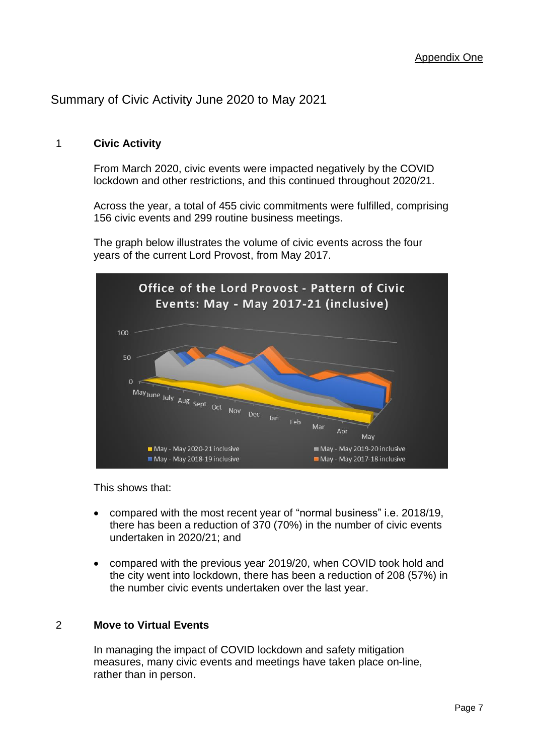Appendix One

# Summary of Civic Activity June 2020 to May 2021

## 1 Civic Activity

From March 2020, civic events were impacted negatively by the COVID lockdown and other restrictions, and this continued throughout 2020/21.

Across the year, a total of 455 civic commitments were fulfilled, comprising 156 civic events and 299 routine business meetings.

The graph below illustrates the volume of civic events across the four years of the current Lord Provost, from May 2017.

This shows that:

- compared with the most recent year of “normal business” i.e. 2018/19, there has been a reduction of 370 (70%) in the number of civic events undertaken in 2020/21; and
- compared with the previous year 2019/20, when COVID took hold and the city went into lockdown, there has been a reduction of 208 (57%) in the number civic events undertaken over the last year.

## 2 Move to Virtual Events

In managing the impact of COVID lockdown and safety mitigation measures, many civic events and meetings have taken place on-line, rather than in person.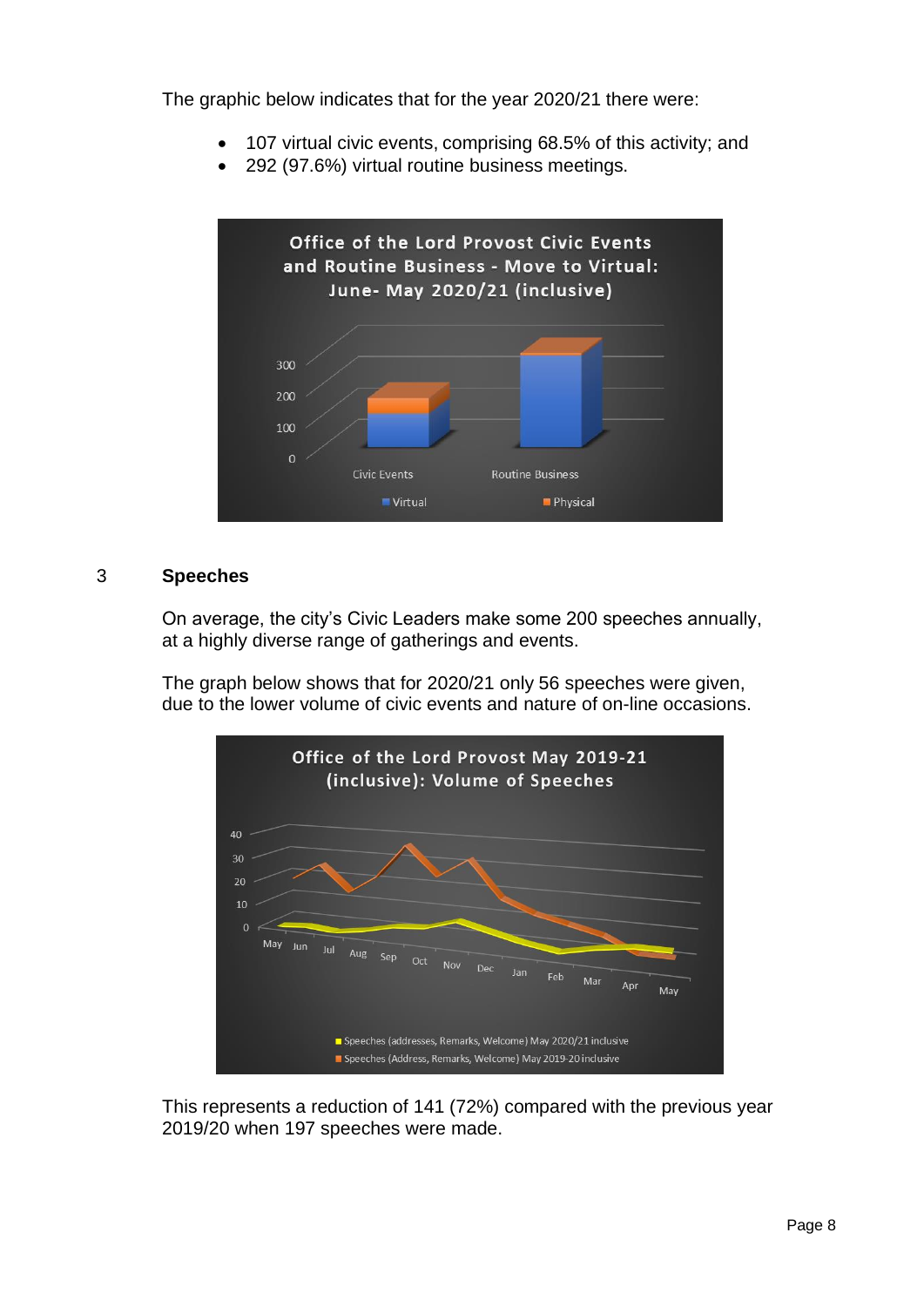The graphic below indicates that for the year 2020/21 there were:

- 107 virtual civic events, comprising 68.5% of this activity; and
- 292 (97.6%) virtual routine business meetings.

## 3 Speeches

On average, the city's Civic Leaders make some 200 speeches annually, at a highly diverse range of gatherings and events.

The graph below shows that for 2020/21 only 56 speeches were given, due to the lower volume of civic events and nature of on-line occasions.

This represents a reduction of 141 (72%) compared with the previous year 2019/20 when 197 speeches were made.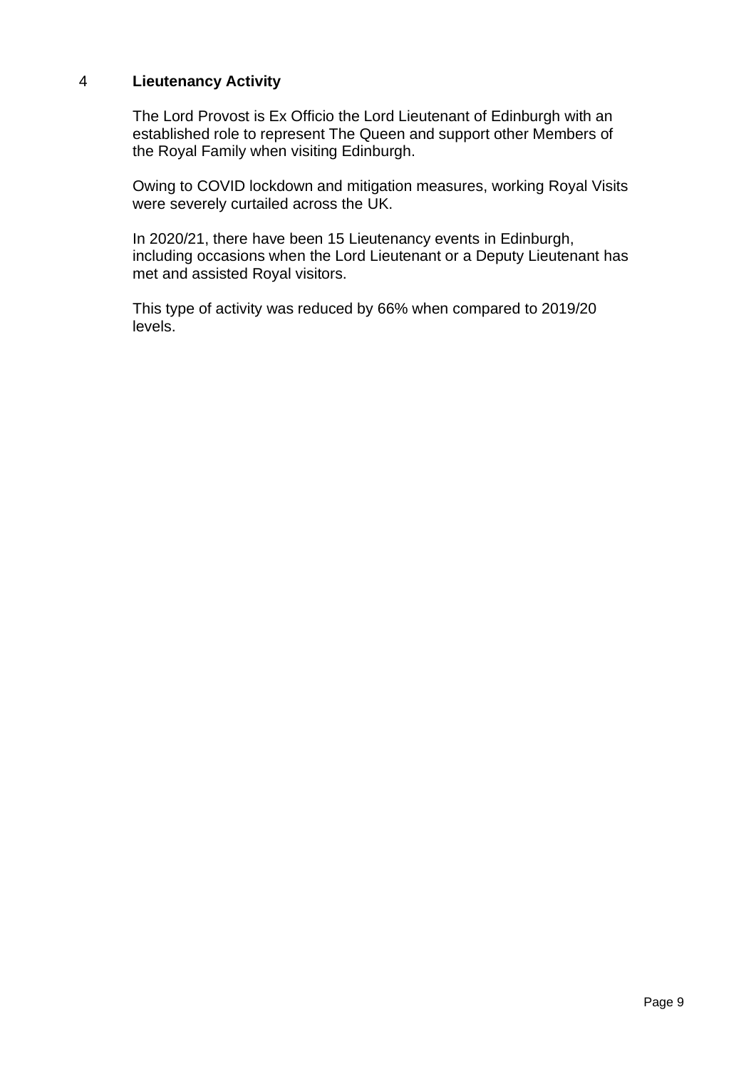## 4 Lieutenancy Activity

The Lord Provost is Ex Officio the Lord Lieutenant of Edinburgh with an established role to represent The Queen and support other Members of the Royal Family when visiting Edinburgh.

Owing to COVID lockdown and mitigation measures, working Royal Visits were severely curtailed across the UK.

In 2020/21, there have been 15 Lieutenancy events in Edinburgh, including occasions when the Lord Lieutenant or a Deputy Lieutenant has met and assisted Royal visitors.

This type of activity was reduced by 66% when compared to 2019/20 levels.